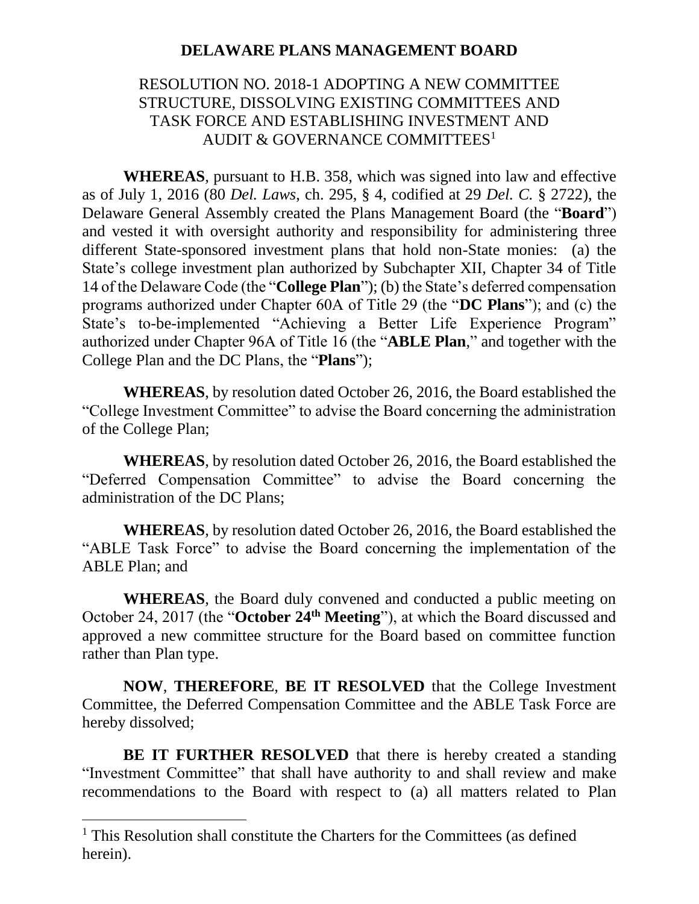**DELAWARE PLANS MANAGEMENT BOARD**

RESOLUTION NO. 2018-1 ADOPTING A NEW COMMITTEE STRUCTURE, DISSOLVING EXISTING COMMITTEES AND TASK FORCE AND ESTABLISHING INVESTMENT AND AUDIT & GOVERNANCE COMMITTEES[1]

**WHEREAS**, pursuant to H.B. 358, which was signed into law and effective as of July 1, 2016 (80 *Del. Laws*, ch. 295, § 4, codified at 29 *Del. C.* § 2722), the Delaware General Assembly created the Plans Management Board (the "**Board**") and vested it with oversight authority and responsibility for administering three different State-sponsored investment plans that hold non-State monies: (a) the State's college investment plan authorized by Subchapter XII, Chapter 34 of Title 14 of the Delaware Code (the "**College Plan**"); (b) the State's deferred compensation programs authorized under Chapter 60A of Title 29 (the "**DC Plans**"); and (c) the State's to-be-implemented "Achieving a Better Life Experience Program" authorized under Chapter 96A of Title 16 (the "**ABLE Plan**," and together with the College Plan and the DC Plans, the "**Plans**");

**WHEREAS**, by resolution dated October 26, 2016, the Board established the "College Investment Committee" to advise the Board concerning the administration of the College Plan;

**WHEREAS**, by resolution dated October 26, 2016, the Board established the "Deferred Compensation Committee" to advise the Board concerning the administration of the DC Plans;

**WHEREAS**, by resolution dated October 26, 2016, the Board established the "ABLE Task Force" to advise the Board concerning the implementation of the ABLE Plan; and

**WHEREAS**, the Board duly convened and conducted a public meeting on October 24, 2017 (the "**October 24th Meeting**"), at which the Board discussed and approved a new committee structure for the Board based on committee function rather than Plan type.

**NOW**, **THEREFORE**, **BE IT RESOLVED** that the College Investment Committee, the Deferred Compensation Committee and the ABLE Task Force are hereby dissolved;

**BE IT FURTHER RESOLVED** that there is hereby created a standing "Investment Committee" that shall have authority to and shall review and make recommendations to the Board with respect to (a) all matters related to Plan

[1] This Resolution shall constitute the Charters for the Committees (as defined herein).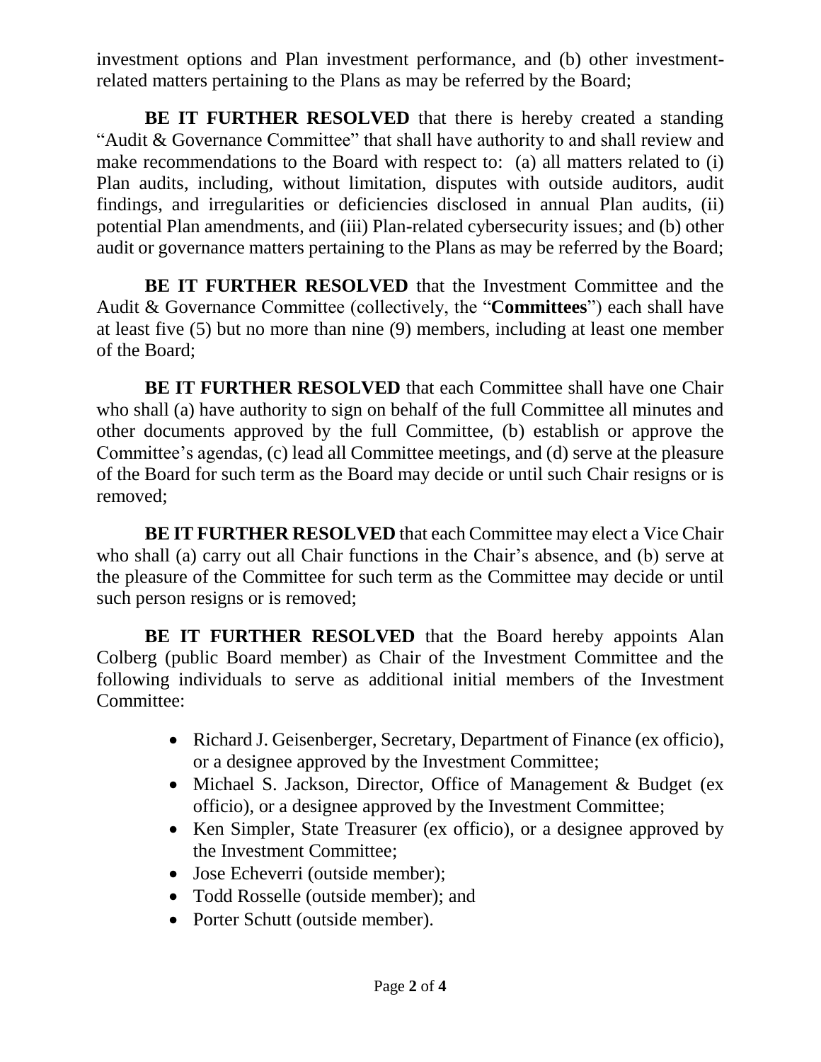investment options and Plan investment performance, and (b) other investment-related matters pertaining to the Plans as may be referred by the Board;

**BE IT FURTHER RESOLVED** that there is hereby created a standing "Audit & Governance Committee" that shall have authority to and shall review and make recommendations to the Board with respect to: (a) all matters related to (i) Plan audits, including, without limitation, disputes with outside auditors, audit findings, and irregularities or deficiencies disclosed in annual Plan audits, (ii) potential Plan amendments, and (iii) Plan-related cybersecurity issues; and (b) other audit or governance matters pertaining to the Plans as may be referred by the Board;

**BE IT FURTHER RESOLVED** that the Investment Committee and the Audit & Governance Committee (collectively, the "**Committees**") each shall have at least five (5) but no more than nine (9) members, including at least one member of the Board;

**BE IT FURTHER RESOLVED** that each Committee shall have one Chair who shall (a) have authority to sign on behalf of the full Committee all minutes and other documents approved by the full Committee, (b) establish or approve the Committee's agendas, (c) lead all Committee meetings, and (d) serve at the pleasure of the Board for such term as the Board may decide or until such Chair resigns or is removed;

**BE IT FURTHER RESOLVED** that each Committee may elect a Vice Chair who shall (a) carry out all Chair functions in the Chair's absence, and (b) serve at the pleasure of the Committee for such term as the Committee may decide or until such person resigns or is removed;

**BE IT FURTHER RESOLVED** that the Board hereby appoints Alan Colberg (public Board member) as Chair of the Investment Committee and the following individuals to serve as additional initial members of the Investment Committee:

- Richard J. Geisenberger, Secretary, Department of Finance (ex officio), or a designee approved by the Investment Committee;
- Michael S. Jackson, Director, Office of Management & Budget (ex officio), or a designee approved by the Investment Committee;
- Ken Simpler, State Treasurer (ex officio), or a designee approved by the Investment Committee;
- Jose Echeverri (outside member);
- Todd Rosselle (outside member); and
- Porter Schutt (outside member).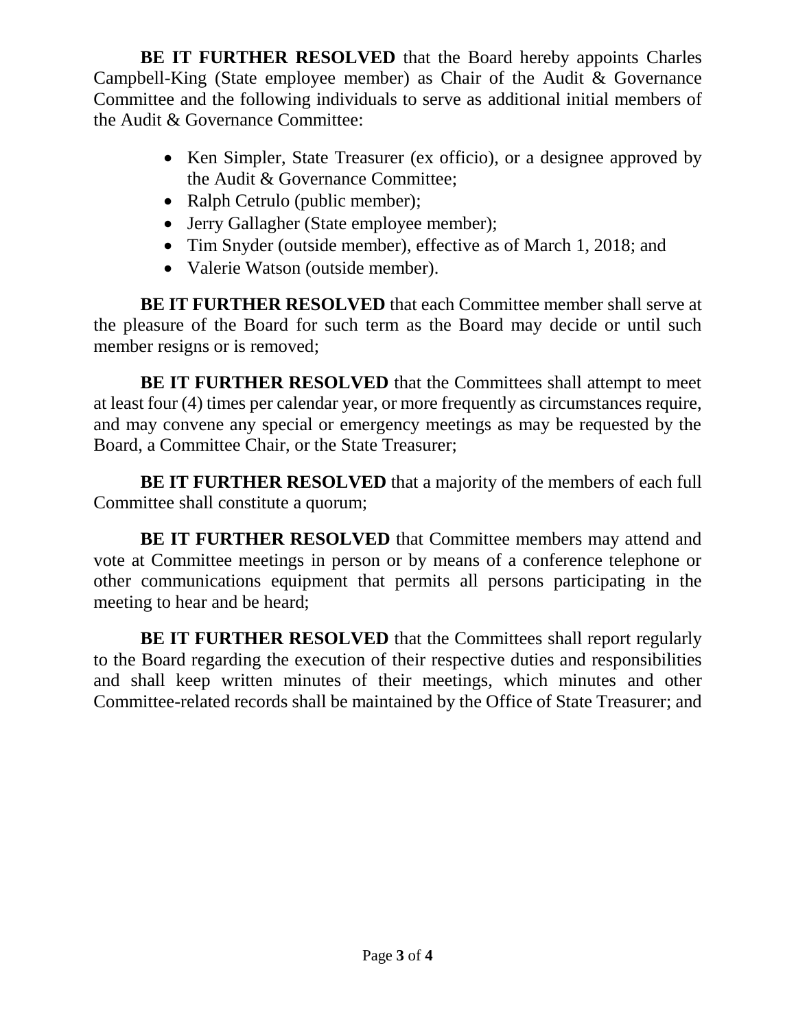**BE IT FURTHER RESOLVED** that the Board hereby appoints Charles Campbell-King (State employee member) as Chair of the Audit & Governance Committee and the following individuals to serve as additional initial members of the Audit & Governance Committee:

- Ken Simpler, State Treasurer (ex officio), or a designee approved by the Audit & Governance Committee;
- Ralph Cetrulo (public member);
- Jerry Gallagher (State employee member);
- Tim Snyder (outside member), effective as of March 1, 2018; and
- Valerie Watson (outside member).

**BE IT FURTHER RESOLVED** that each Committee member shall serve at the pleasure of the Board for such term as the Board may decide or until such member resigns or is removed;

**BE IT FURTHER RESOLVED** that the Committees shall attempt to meet at least four (4) times per calendar year, or more frequently as circumstances require, and may convene any special or emergency meetings as may be requested by the Board, a Committee Chair, or the State Treasurer;

**BE IT FURTHER RESOLVED** that a majority of the members of each full Committee shall constitute a quorum;

**BE IT FURTHER RESOLVED** that Committee members may attend and vote at Committee meetings in person or by means of a conference telephone or other communications equipment that permits all persons participating in the meeting to hear and be heard;

**BE IT FURTHER RESOLVED** that the Committees shall report regularly to the Board regarding the execution of their respective duties and responsibilities and shall keep written minutes of their meetings, which minutes and other Committee-related records shall be maintained by the Office of State Treasurer; and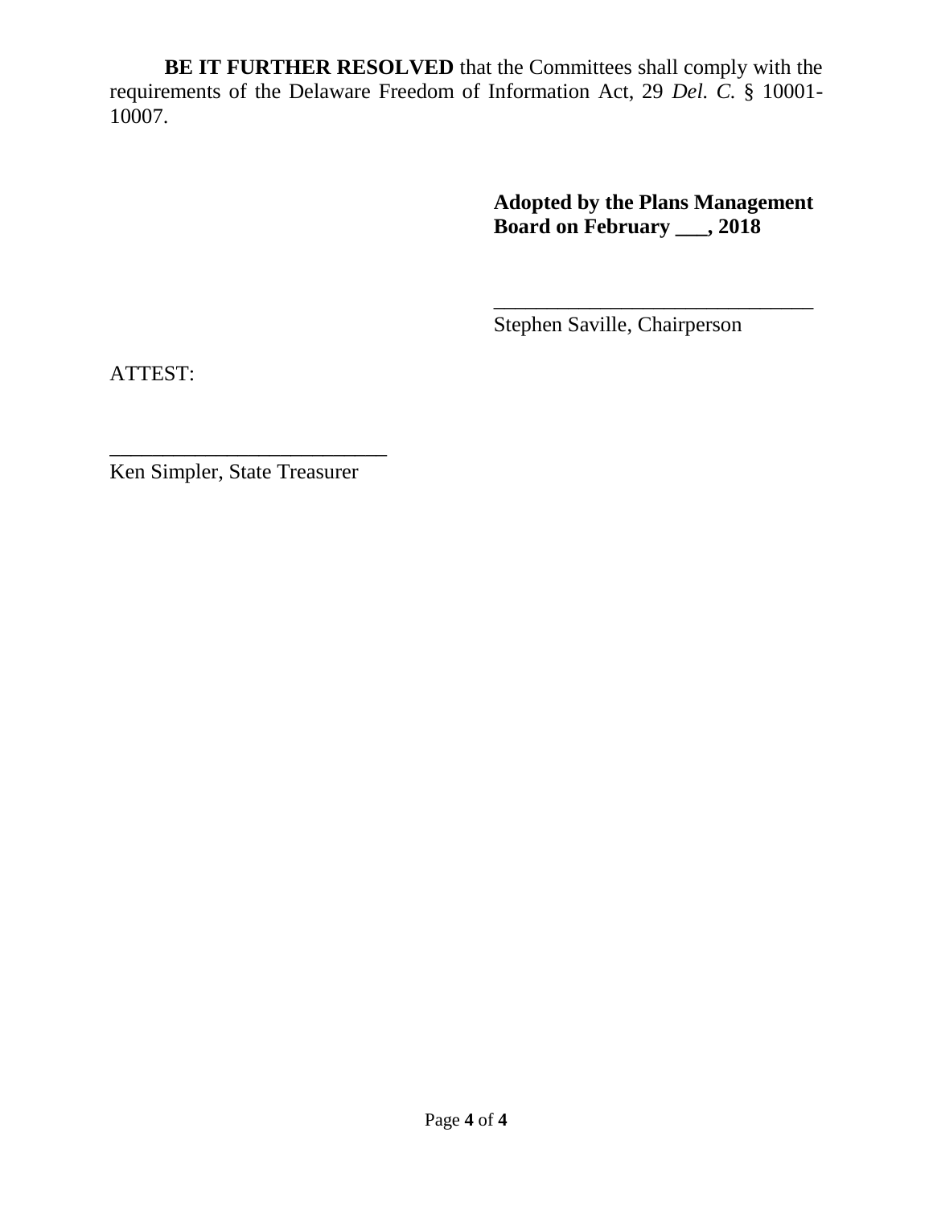**BE IT FURTHER RESOLVED** that the Committees shall comply with the requirements of the Delaware Freedom of Information Act, 29 *Del. C.* § 10001-10007.

**Adopted by the Plans Management Board on February ___, 2018**

_______________________________
Stephen Saville, Chairperson

ATTEST:

___________________________
Ken Simpler, State Treasurer